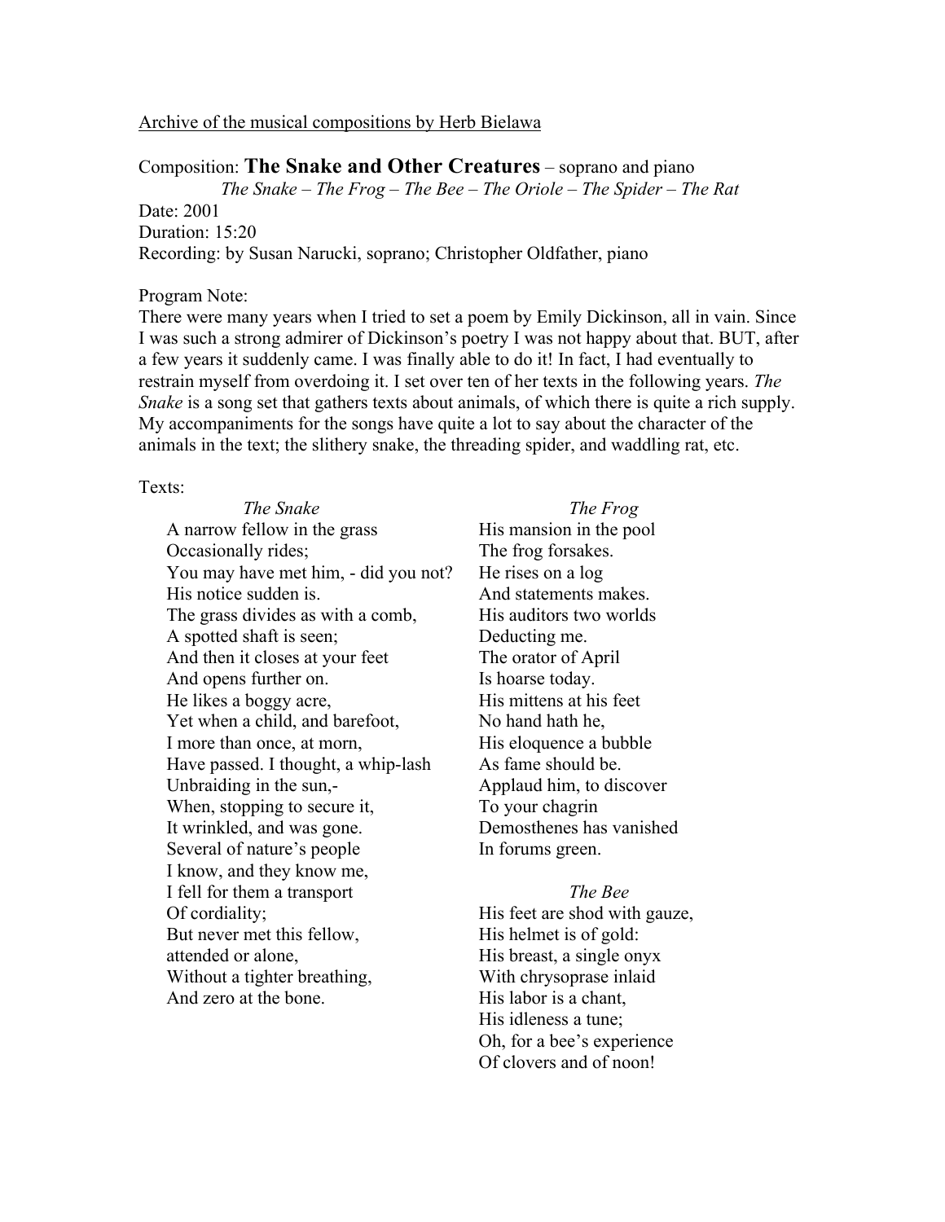Archive of the musical compositions by Herb Bielawa

Composition: **The Snake and Other Creatures** – soprano and piano

*The Snake – The Frog – The Bee – The Oriole – The Spider – The Rat*

Date: 2001

Duration: 15:20

Recording: by Susan Narucki, soprano; Christopher Oldfather, piano

Program Note:

There were many years when I tried to set a poem by Emily Dickinson, all in vain. Since I was such a strong admirer of Dickinson's poetry I was not happy about that. BUT, after a few years it suddenly came. I was finally able to do it! In fact, I had eventually to restrain myself from overdoing it. I set over ten of her texts in the following years. *The Snake* is a song set that gathers texts about animals, of which there is quite a rich supply. My accompaniments for the songs have quite a lot to say about the character of the animals in the text; the slithery snake, the threading spider, and waddling rat, etc.

Texts:

*The Snake*

A narrow fellow in the grass
Occasionally rides;
You may have met him, - did you not?
His notice sudden is.
The grass divides as with a comb,
A spotted shaft is seen;
And then it closes at your feet
And opens further on.
He likes a boggy acre,
Yet when a child, and barefoot,
I more than once, at morn,
Have passed. I thought, a whip-lash
Unbraiding in the sun,-
When, stopping to secure it,
It wrinkled, and was gone.
Several of nature's people
I know, and they know me,
I fell for them a transport
Of cordiality;
But never met this fellow,
attended or alone,
Without a tighter breathing,
And zero at the bone.

*The Frog*

His mansion in the pool
The frog forsakes.
He rises on a log
And statements makes.
His auditors two worlds
Deducting me.
The orator of April
Is hoarse today.
His mittens at his feet
No hand hath he,
His eloquence a bubble
As fame should be.
Applaud him, to discover
To your chagrin
Demosthenes has vanished
In forums green.

*The Bee*

His feet are shod with gauze,
His helmet is of gold:
His breast, a single onyx
With chrysoprase inlaid
His labor is a chant,
His idleness a tune;
Oh, for a bee's experience
Of clovers and of noon!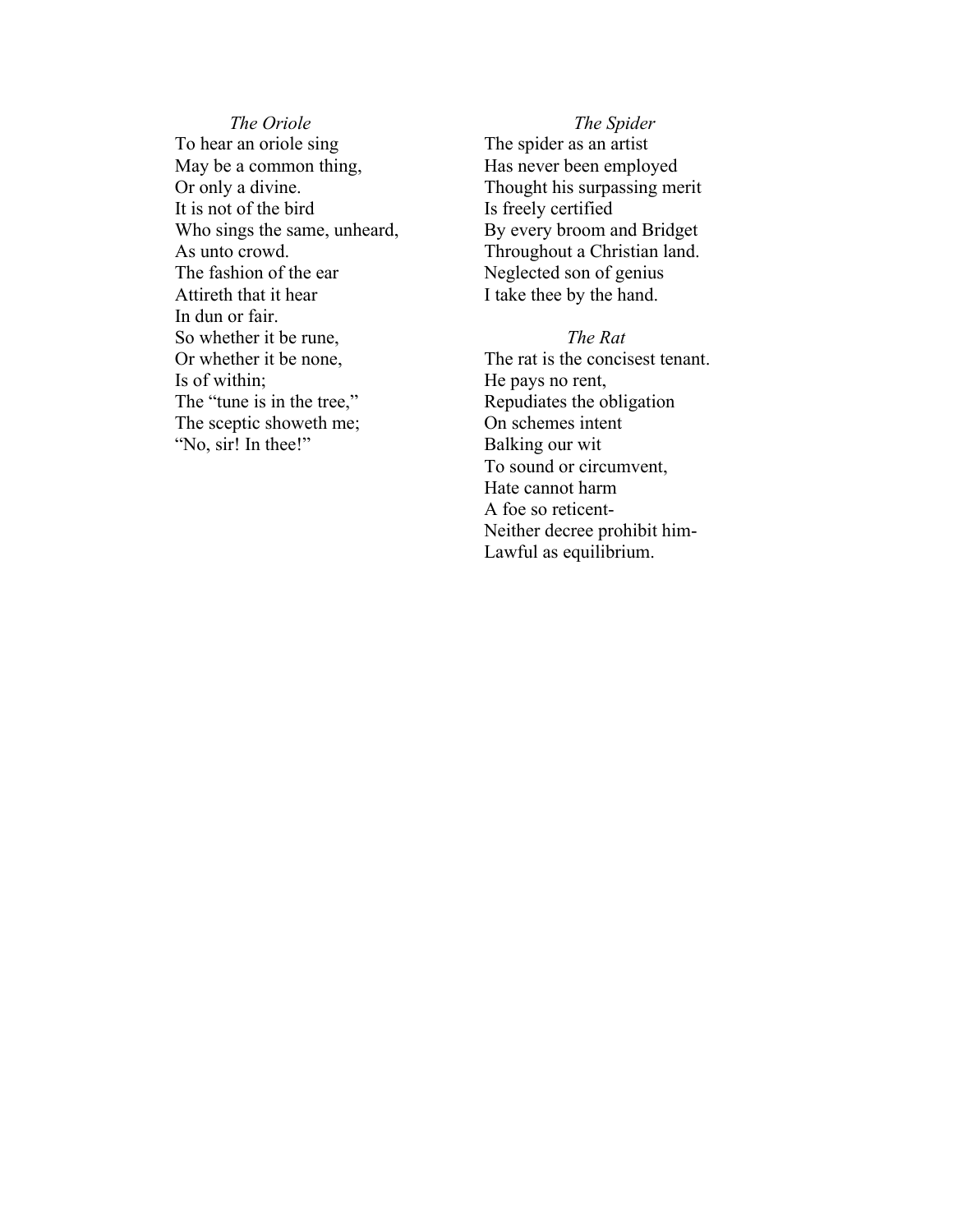*The Oriole*

To hear an oriole sing
May be a common thing,
Or only a divine.
It is not of the bird
Who sings the same, unheard,
As unto crowd.
The fashion of the ear
Attireth that it hear
In dun or fair.
So whether it be rune,
Or whether it be none,
Is of within;
The "tune is in the tree,"
The sceptic showeth me;
"No, sir! In thee!"

*The Spider*

The spider as an artist
Has never been employed
Thought his surpassing merit
Is freely certified
By every broom and Bridget
Throughout a Christian land.
Neglected son of genius
I take thee by the hand.

*The Rat*

The rat is the concisest tenant.
He pays no rent,
Repudiates the obligation
On schemes intent
Balking our wit
To sound or circumvent,
Hate cannot harm
A foe so reticent-
Neither decree prohibit him-
Lawful as equilibrium.